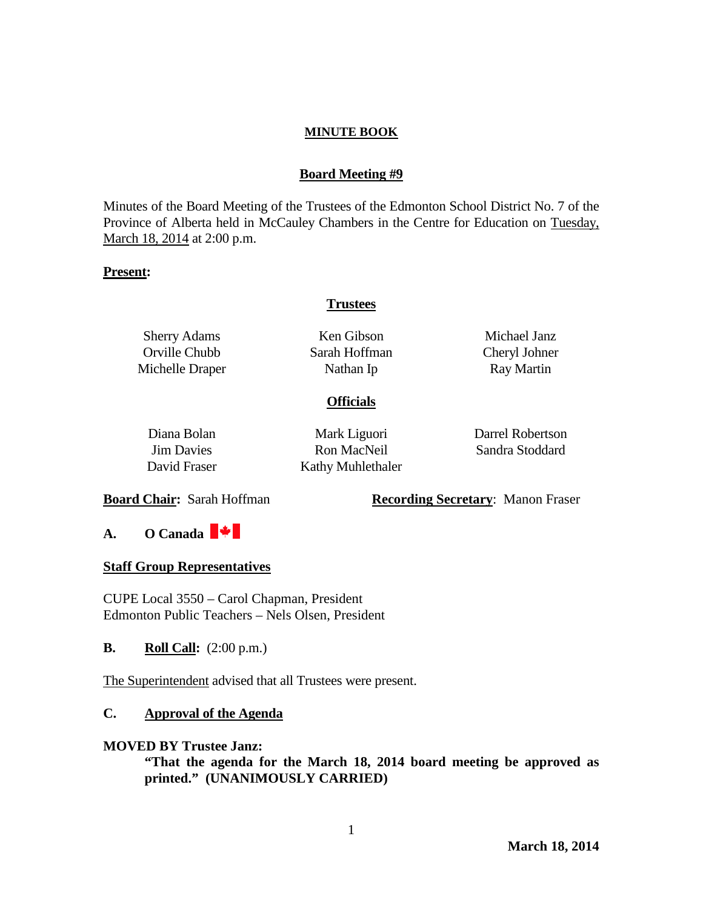**MINUTE BOOK**

**Board Meeting #9**

Minutes of the Board Meeting of the Trustees of the Edmonton School District No. 7 of the Province of Alberta held in McCauley Chambers in the Centre for Education on Tuesday, March 18, 2014 at 2:00 p.m.

**Present:**

**Trustees**

| | | |
|---|---|---|
| Sherry Adams | Ken Gibson | Michael Janz |
| Orville Chubb | Sarah Hoffman | Cheryl Johner |
| Michelle Draper | Nathan Ip | Ray Martin |

**Officials**

| | | |
|---|---|---|
| Diana Bolan | Mark Liguori | Darrel Robertson |
| Jim Davies | Ron MacNeil | Sandra Stoddard |
| David Fraser | Kathy Muhlethaler | |

**Board Chair:** Sarah Hoffman **Recording Secretary**: Manon Fraser

**A. O Canada**

**Staff Group Representatives**

CUPE Local 3550 – Carol Chapman, President
Edmonton Public Teachers – Nels Olsen, President

**B. Roll Call:** (2:00 p.m.)

The Superintendent advised that all Trustees were present.

**C. Approval of the Agenda**

**MOVED BY Trustee Janz:**

**"That the agenda for the March 18, 2014 board meeting be approved as printed." (UNANIMOUSLY CARRIED)**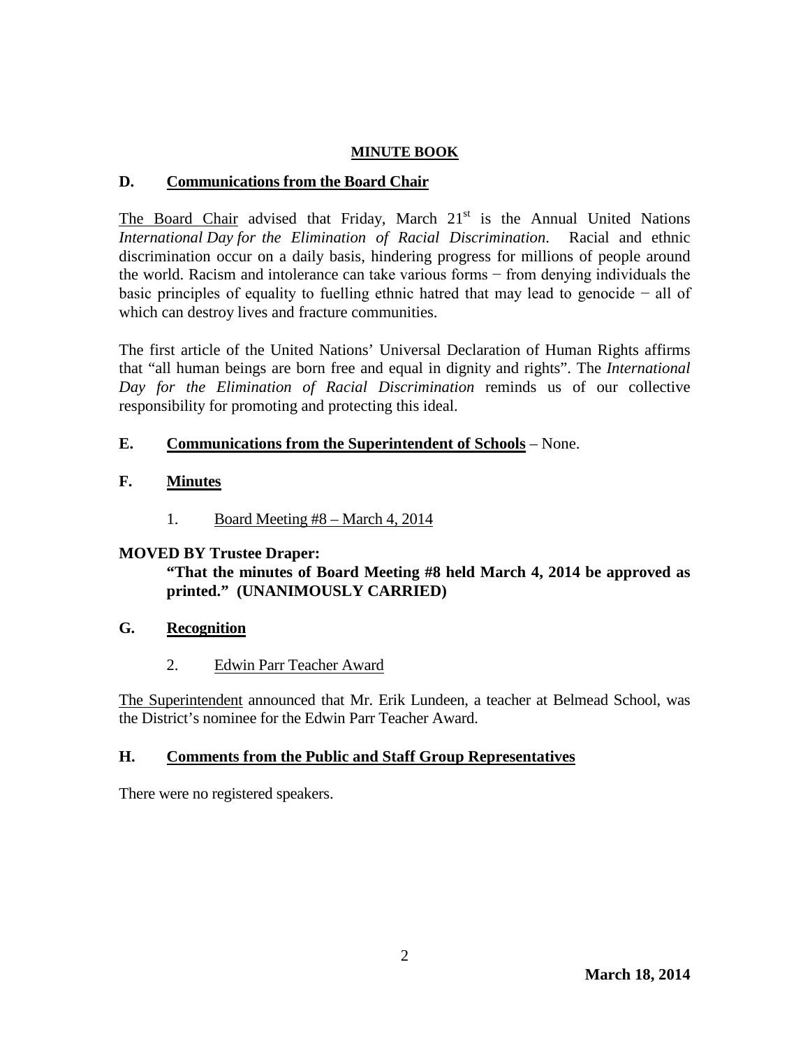**MINUTE BOOK**

## D. Communications from the Board Chair

The Board Chair advised that Friday, March 21st is the Annual United Nations *International Day for the Elimination of Racial Discrimination*. Racial and ethnic discrimination occur on a daily basis, hindering progress for millions of people around the world. Racism and intolerance can take various forms − from denying individuals the basic principles of equality to fuelling ethnic hatred that may lead to genocide − all of which can destroy lives and fracture communities.

The first article of the United Nations' Universal Declaration of Human Rights affirms that "all human beings are born free and equal in dignity and rights". The *International Day for the Elimination of Racial Discrimination* reminds us of our collective responsibility for promoting and protecting this ideal.

## E. Communications from the Superintendent of Schools – None.

## F. Minutes

1. Board Meeting #8 – March 4, 2014

**MOVED BY Trustee Draper:**

**"That the minutes of Board Meeting #8 held March 4, 2014 be approved as printed." (UNANIMOUSLY CARRIED)**

## G. Recognition

2. Edwin Parr Teacher Award

The Superintendent announced that Mr. Erik Lundeen, a teacher at Belmead School, was the District's nominee for the Edwin Parr Teacher Award.

## H. Comments from the Public and Staff Group Representatives

There were no registered speakers.

**March 18, 2014**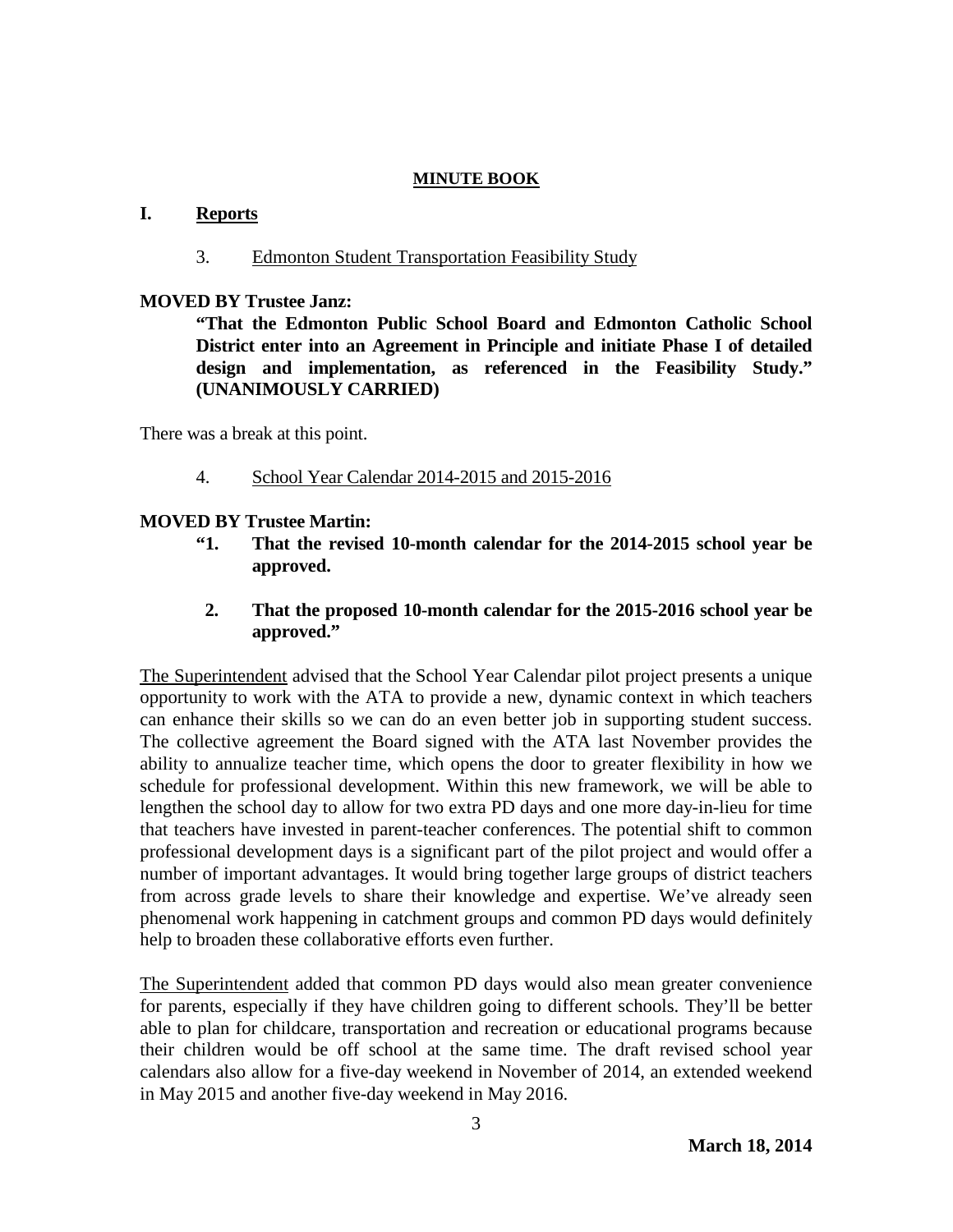**MINUTE BOOK**

## I. Reports

3. Edmonton Student Transportation Feasibility Study

**MOVED BY Trustee Janz:**

**"That the Edmonton Public School Board and Edmonton Catholic School District enter into an Agreement in Principle and initiate Phase I of detailed design and implementation, as referenced in the Feasibility Study." (UNANIMOUSLY CARRIED)**

There was a break at this point.

4. School Year Calendar 2014-2015 and 2015-2016

**MOVED BY Trustee Martin:**

**"1. That the revised 10-month calendar for the 2014-2015 school year be approved.**

**2. That the proposed 10-month calendar for the 2015-2016 school year be approved."**

The Superintendent advised that the School Year Calendar pilot project presents a unique opportunity to work with the ATA to provide a new, dynamic context in which teachers can enhance their skills so we can do an even better job in supporting student success. The collective agreement the Board signed with the ATA last November provides the ability to annualize teacher time, which opens the door to greater flexibility in how we schedule for professional development. Within this new framework, we will be able to lengthen the school day to allow for two extra PD days and one more day-in-lieu for time that teachers have invested in parent-teacher conferences. The potential shift to common professional development days is a significant part of the pilot project and would offer a number of important advantages. It would bring together large groups of district teachers from across grade levels to share their knowledge and expertise. We've already seen phenomenal work happening in catchment groups and common PD days would definitely help to broaden these collaborative efforts even further.

The Superintendent added that common PD days would also mean greater convenience for parents, especially if they have children going to different schools. They'll be better able to plan for childcare, transportation and recreation or educational programs because their children would be off school at the same time. The draft revised school year calendars also allow for a five-day weekend in November of 2014, an extended weekend in May 2015 and another five-day weekend in May 2016.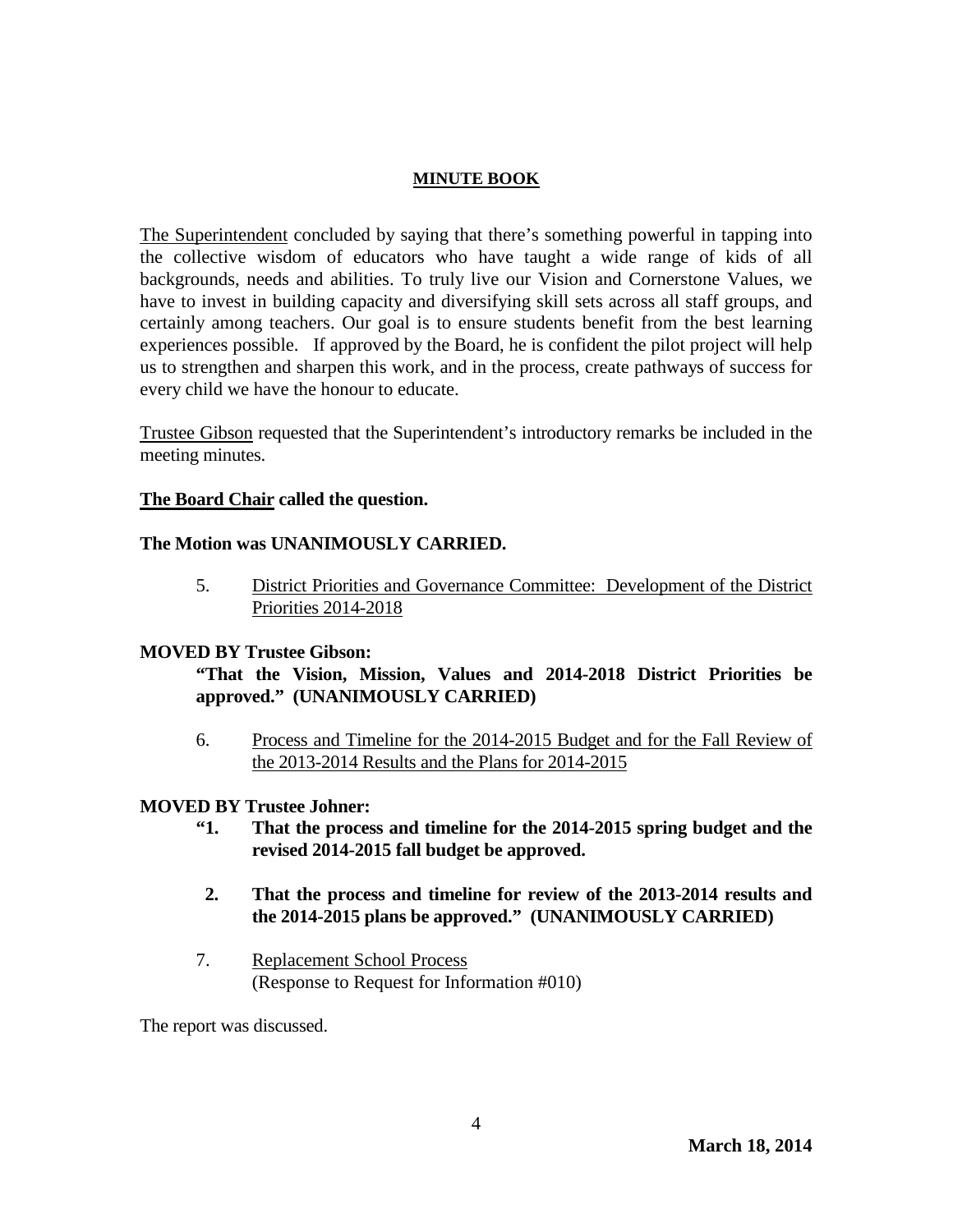**MINUTE BOOK**

The Superintendent concluded by saying that there's something powerful in tapping into the collective wisdom of educators who have taught a wide range of kids of all backgrounds, needs and abilities. To truly live our Vision and Cornerstone Values, we have to invest in building capacity and diversifying skill sets across all staff groups, and certainly among teachers. Our goal is to ensure students benefit from the best learning experiences possible. If approved by the Board, he is confident the pilot project will help us to strengthen and sharpen this work, and in the process, create pathways of success for every child we have the honour to educate.

Trustee Gibson requested that the Superintendent's introductory remarks be included in the meeting minutes.

**The Board Chair called the question.**

**The Motion was UNANIMOUSLY CARRIED.**

5. District Priorities and Governance Committee: Development of the District Priorities 2014-2018

**MOVED BY Trustee Gibson:**

**"That the Vision, Mission, Values and 2014-2018 District Priorities be approved." (UNANIMOUSLY CARRIED)**

6. Process and Timeline for the 2014-2015 Budget and for the Fall Review of the 2013-2014 Results and the Plans for 2014-2015

**MOVED BY Trustee Johner:**

**"1. That the process and timeline for the 2014-2015 spring budget and the revised 2014-2015 fall budget be approved.**

**2. That the process and timeline for review of the 2013-2014 results and the 2014-2015 plans be approved." (UNANIMOUSLY CARRIED)**

7. Replacement School Process
(Response to Request for Information #010)

The report was discussed.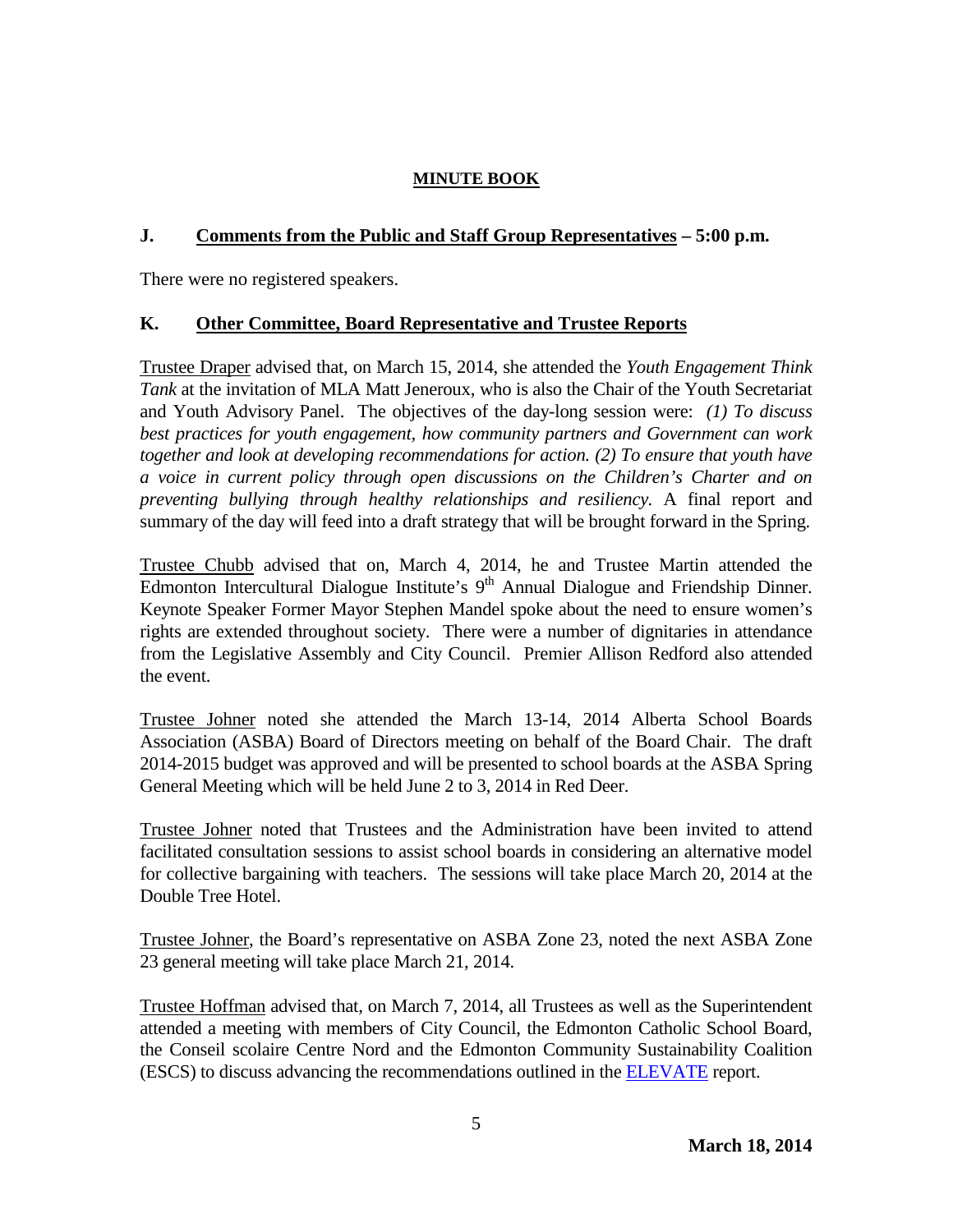**MINUTE BOOK**

## J. Comments from the Public and Staff Group Representatives – 5:00 p.m.

There were no registered speakers.

## K. Other Committee, Board Representative and Trustee Reports

Trustee Draper advised that, on March 15, 2014, she attended the *Youth Engagement Think Tank* at the invitation of MLA Matt Jeneroux, who is also the Chair of the Youth Secretariat and Youth Advisory Panel. The objectives of the day-long session were: *(1) To discuss best practices for youth engagement, how community partners and Government can work together and look at developing recommendations for action. (2) To ensure that youth have a voice in current policy through open discussions on the Children's Charter and on preventing bullying through healthy relationships and resiliency.* A final report and summary of the day will feed into a draft strategy that will be brought forward in the Spring.

Trustee Chubb advised that on, March 4, 2014, he and Trustee Martin attended the Edmonton Intercultural Dialogue Institute's 9th Annual Dialogue and Friendship Dinner. Keynote Speaker Former Mayor Stephen Mandel spoke about the need to ensure women's rights are extended throughout society. There were a number of dignitaries in attendance from the Legislative Assembly and City Council. Premier Allison Redford also attended the event.

Trustee Johner noted she attended the March 13-14, 2014 Alberta School Boards Association (ASBA) Board of Directors meeting on behalf of the Board Chair. The draft 2014-2015 budget was approved and will be presented to school boards at the ASBA Spring General Meeting which will be held June 2 to 3, 2014 in Red Deer.

Trustee Johner noted that Trustees and the Administration have been invited to attend facilitated consultation sessions to assist school boards in considering an alternative model for collective bargaining with teachers. The sessions will take place March 20, 2014 at the Double Tree Hotel.

Trustee Johner, the Board's representative on ASBA Zone 23, noted the next ASBA Zone 23 general meeting will take place March 21, 2014.

Trustee Hoffman advised that, on March 7, 2014, all Trustees as well as the Superintendent attended a meeting with members of City Council, the Edmonton Catholic School Board, the Conseil scolaire Centre Nord and the Edmonton Community Sustainability Coalition (ESCS) to discuss advancing the recommendations outlined in the ELEVATE report.

**March 18, 2014**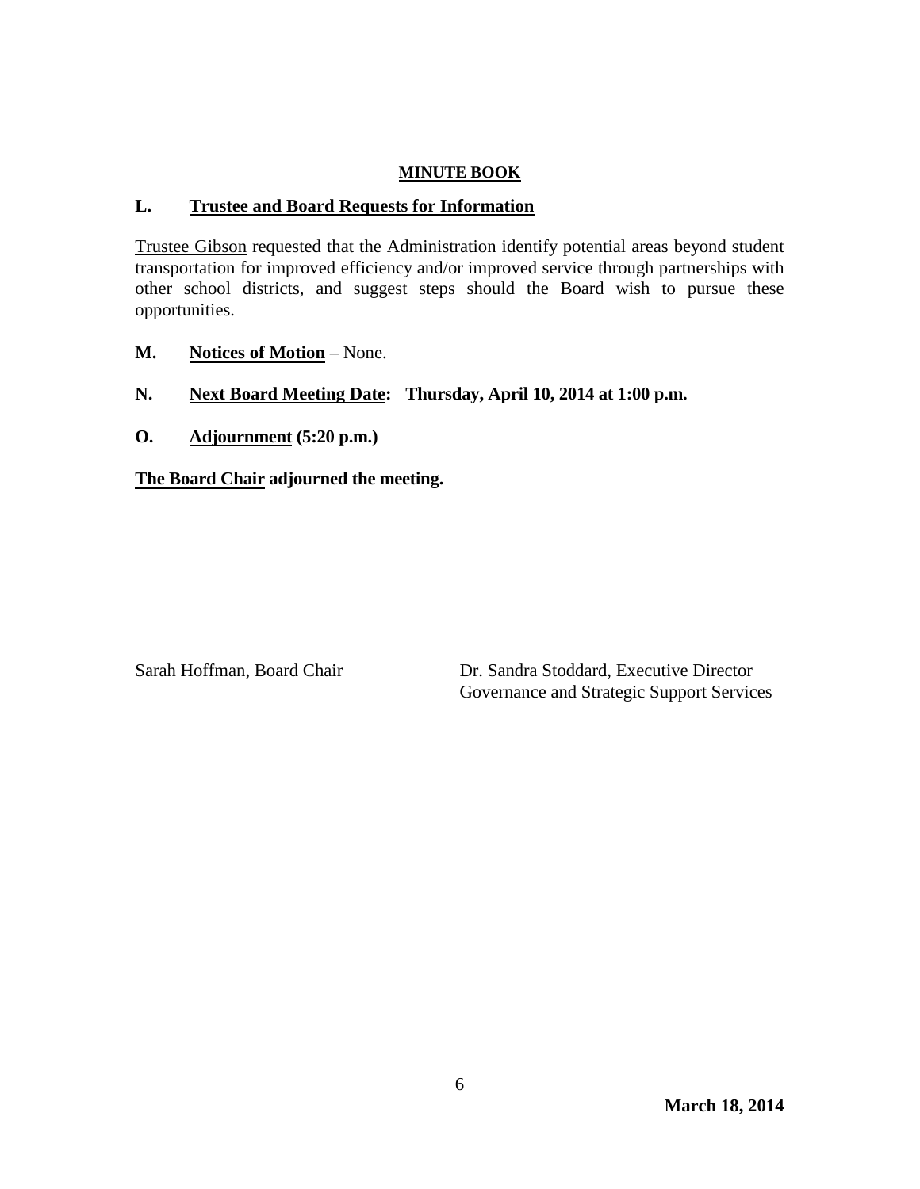**MINUTE BOOK**

## L. Trustee and Board Requests for Information

Trustee Gibson requested that the Administration identify potential areas beyond student transportation for improved efficiency and/or improved service through partnerships with other school districts, and suggest steps should the Board wish to pursue these opportunities.

## M. Notices of Motion – None.

## N. Next Board Meeting Date: Thursday, April 10, 2014 at 1:00 p.m.

## O. Adjournment (5:20 p.m.)

**The Board Chair adjourned the meeting.**

Sarah Hoffman, Board Chair

Dr. Sandra Stoddard, Executive Director
Governance and Strategic Support Services

**March 18, 2014**